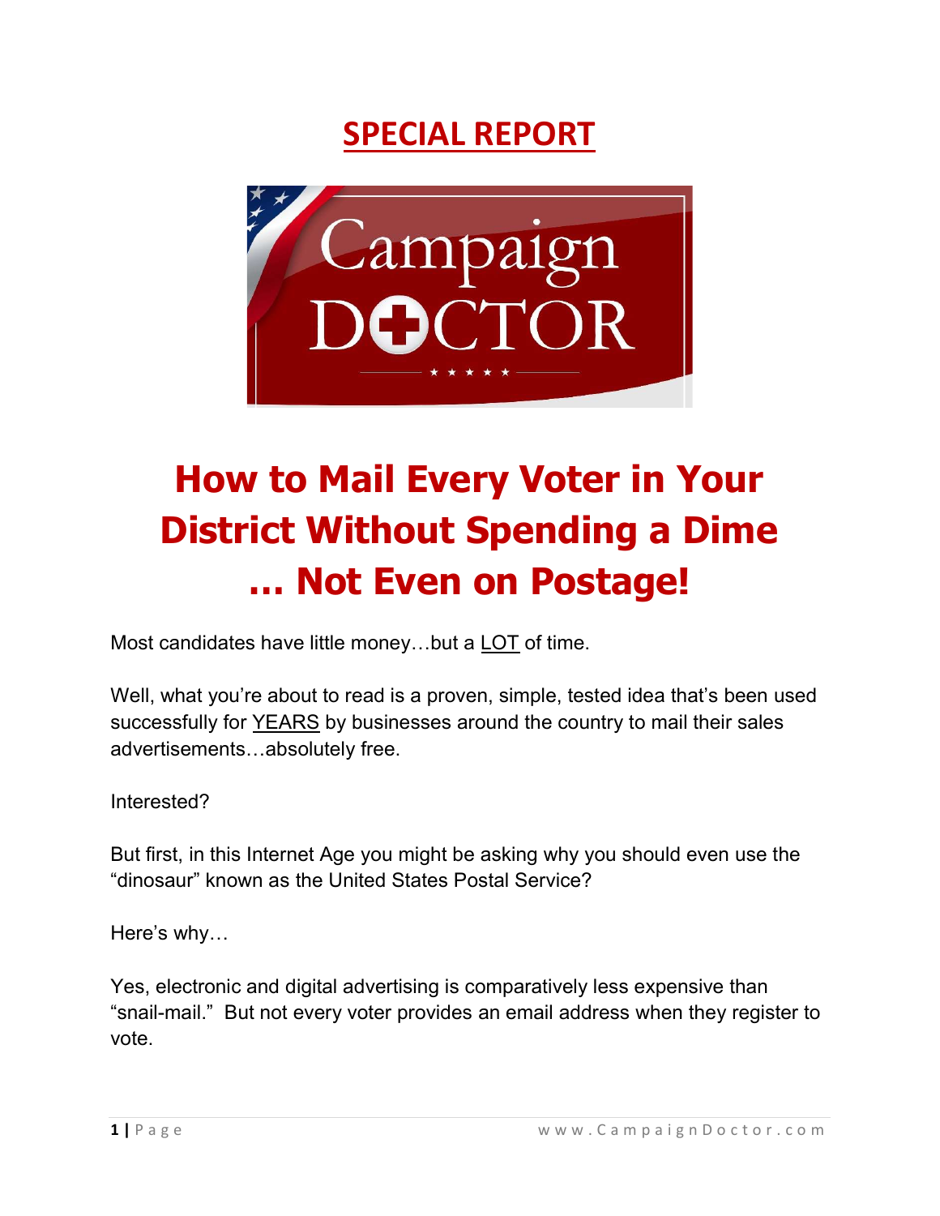# SPECIAL REPORT

# How to Mail Every Voter in Your District Without Spending a Dime … Not Even on Postage!

Most candidates have little money…but a LOT of time.

Well, what you're about to read is a proven, simple, tested idea that's been used successfully for YEARS by businesses around the country to mail their sales advertisements…absolutely free.

Interested?

But first, in this Internet Age you might be asking why you should even use the "dinosaur" known as the United States Postal Service?

Here's why…

Yes, electronic and digital advertising is comparatively less expensive than "snail-mail." But not every voter provides an email address when they register to vote.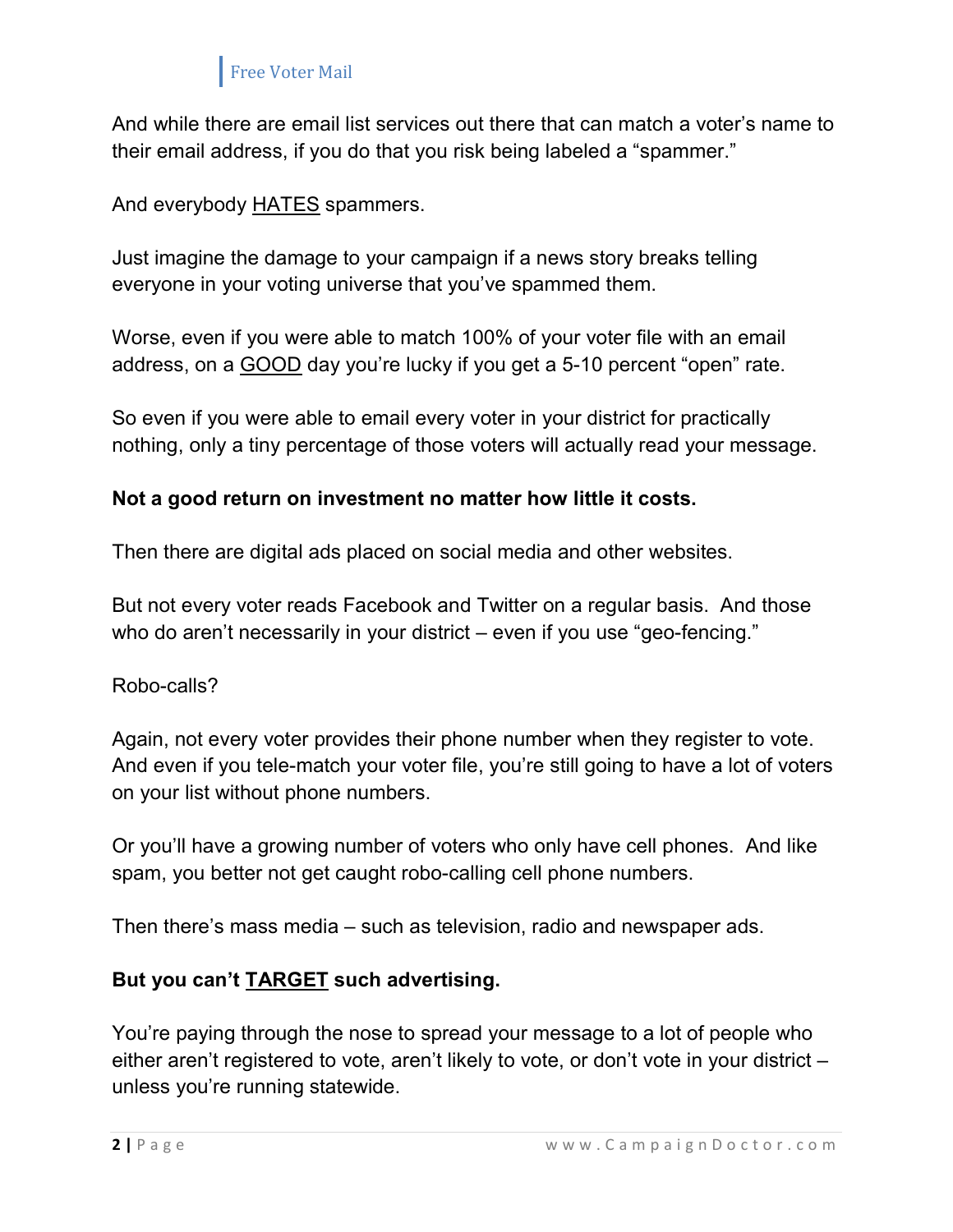And while there are email list services out there that can match a voter's name to their email address, if you do that you risk being labeled a "spammer."

And everybody <u>HATES</u> spammers.

Just imagine the damage to your campaign if a news story breaks telling everyone in your voting universe that you've spammed them.

Worse, even if you were able to match 100% of your voter file with an email address, on a <u>GOOD</u> day you're lucky if you get a 5-10 percent "open" rate.

So even if you were able to email every voter in your district for practically nothing, only a tiny percentage of those voters will actually read your message.

**Not a good return on investment no matter how little it costs.**

Then there are digital ads placed on social media and other websites.

But not every voter reads Facebook and Twitter on a regular basis. And those who do aren't necessarily in your district – even if you use "geo-fencing."

Robo-calls?

Again, not every voter provides their phone number when they register to vote. And even if you tele-match your voter file, you're still going to have a lot of voters on your list without phone numbers.

Or you'll have a growing number of voters who only have cell phones. And like spam, you better not get caught robo-calling cell phone numbers.

Then there's mass media – such as television, radio and newspaper ads.

**But you can't <u>TARGET</u> such advertising.**

You're paying through the nose to spread your message to a lot of people who either aren't registered to vote, aren't likely to vote, or don't vote in your district – unless you're running statewide.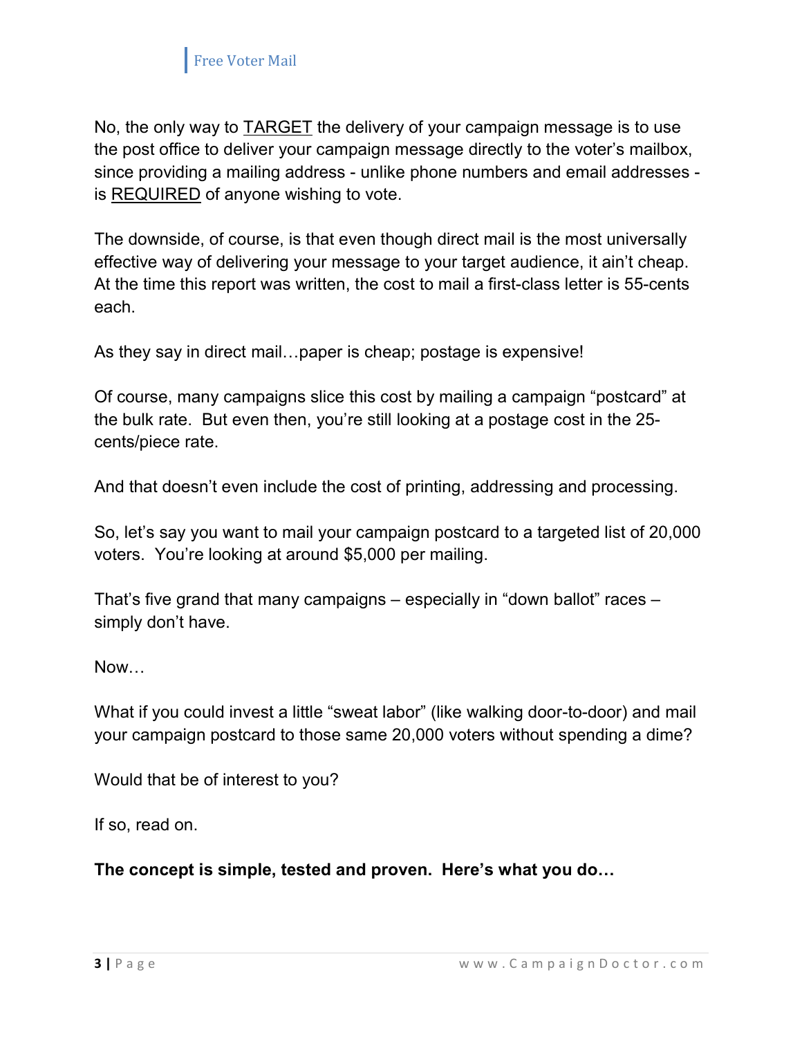No, the only way to <u>TARGET</u> the delivery of your campaign message is to use the post office to deliver your campaign message directly to the voter's mailbox, since providing a mailing address - unlike phone numbers and email addresses - is <u>REQUIRED</u> of anyone wishing to vote.

The downside, of course, is that even though direct mail is the most universally effective way of delivering your message to your target audience, it ain't cheap. At the time this report was written, the cost to mail a first-class letter is 55-cents each.

As they say in direct mail…paper is cheap; postage is expensive!

Of course, many campaigns slice this cost by mailing a campaign "postcard" at the bulk rate. But even then, you're still looking at a postage cost in the 25-cents/piece rate.

And that doesn't even include the cost of printing, addressing and processing.

So, let's say you want to mail your campaign postcard to a targeted list of 20,000 voters. You're looking at around $5,000 per mailing.

That's five grand that many campaigns – especially in "down ballot" races – simply don't have.

Now…

What if you could invest a little "sweat labor" (like walking door-to-door) and mail your campaign postcard to those same 20,000 voters without spending a dime?

Would that be of interest to you?

If so, read on.

**The concept is simple, tested and proven. Here's what you do…**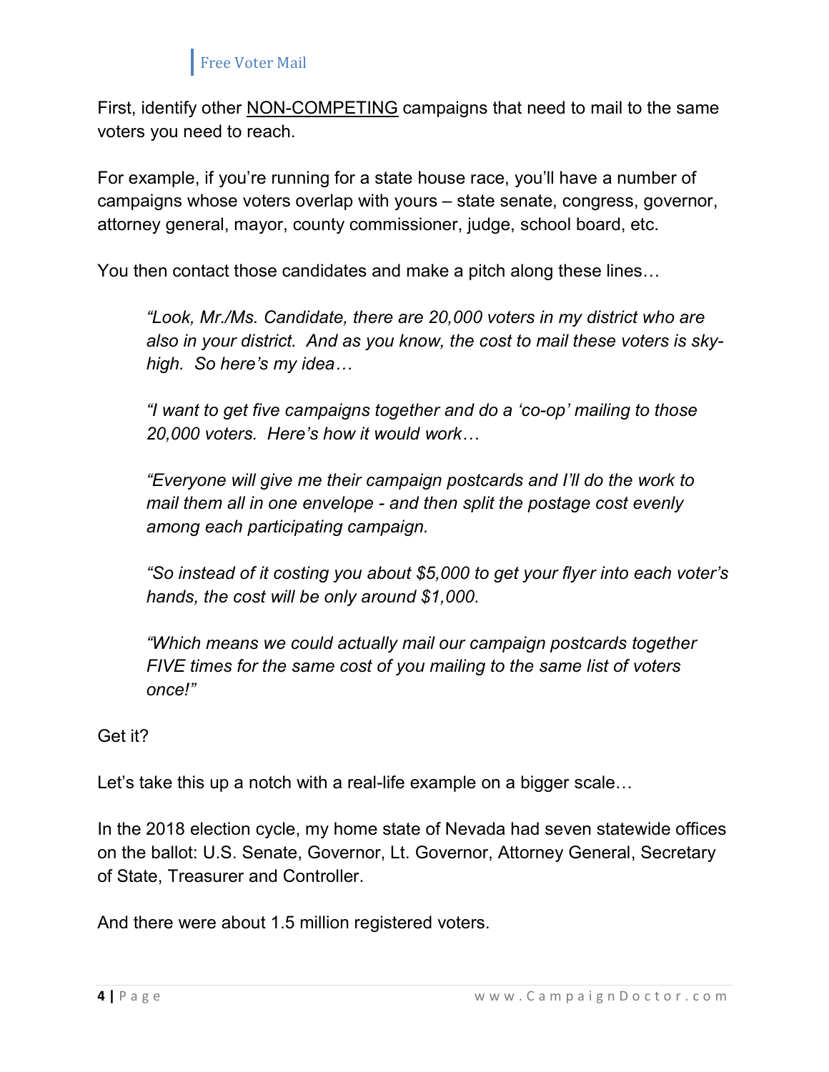First, identify other <u>NON-COMPETING</u> campaigns that need to mail to the same voters you need to reach.

For example, if you're running for a state house race, you'll have a number of campaigns whose voters overlap with yours – state senate, congress, governor, attorney general, mayor, county commissioner, judge, school board, etc.

You then contact those candidates and make a pitch along these lines…

> *"Look, Mr./Ms. Candidate, there are 20,000 voters in my district who are also in your district. And as you know, the cost to mail these voters is sky-high. So here's my idea…*
>
> *"I want to get five campaigns together and do a 'co-op' mailing to those 20,000 voters. Here's how it would work…*
>
> *"Everyone will give me their campaign postcards and I'll do the work to mail them all in one envelope - and then split the postage cost evenly among each participating campaign.*
>
> *"So instead of it costing you about $5,000 to get your flyer into each voter's hands, the cost will be only around $1,000.*
>
> *"Which means we could actually mail our campaign postcards together FIVE times for the same cost of you mailing to the same list of voters once!"*

Get it?

Let's take this up a notch with a real-life example on a bigger scale…

In the 2018 election cycle, my home state of Nevada had seven statewide offices on the ballot: U.S. Senate, Governor, Lt. Governor, Attorney General, Secretary of State, Treasurer and Controller.

And there were about 1.5 million registered voters.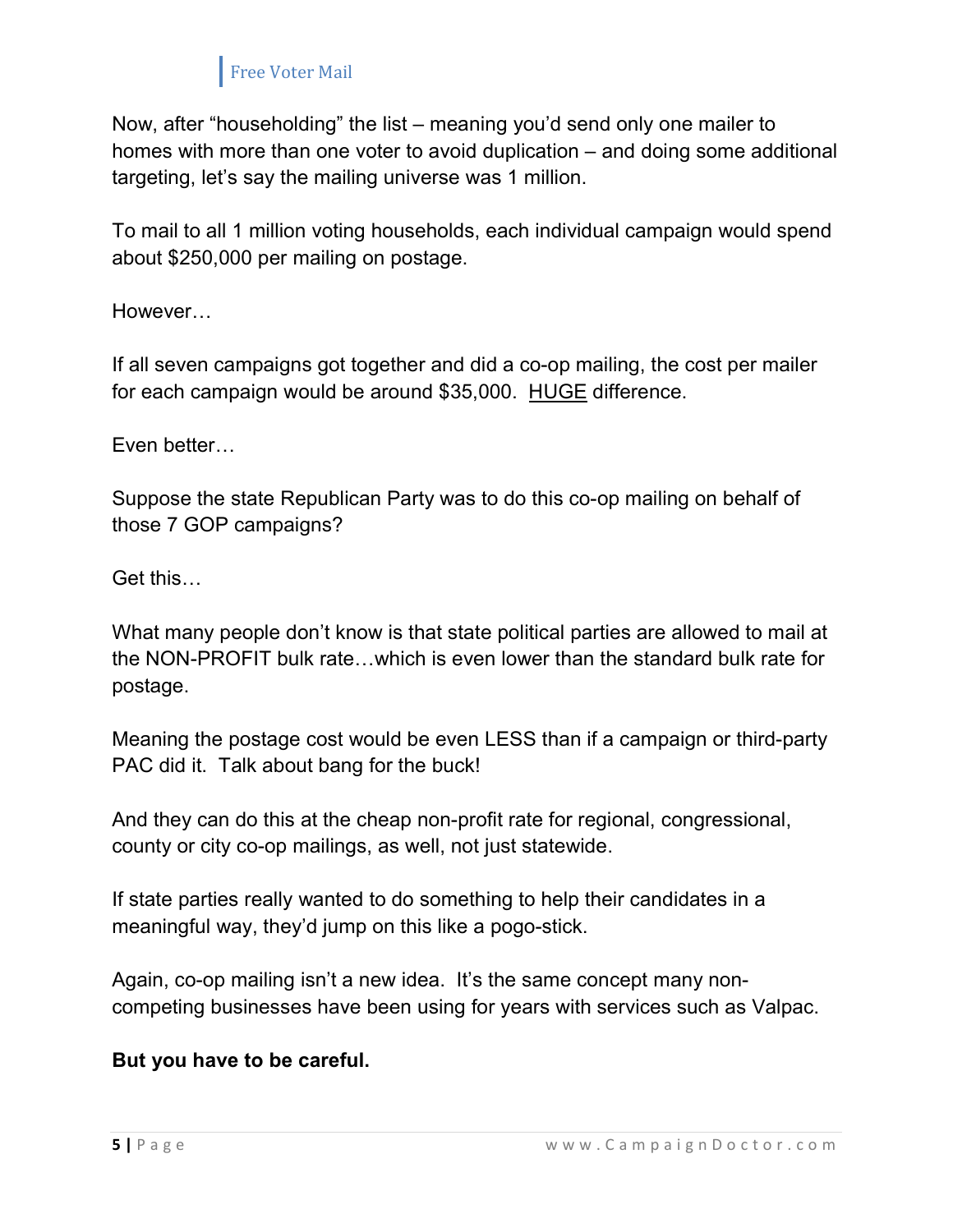Now, after "householding" the list – meaning you'd send only one mailer to homes with more than one voter to avoid duplication – and doing some additional targeting, let's say the mailing universe was 1 million.

To mail to all 1 million voting households, each individual campaign would spend about $250,000 per mailing on postage.

However…

If all seven campaigns got together and did a co-op mailing, the cost per mailer for each campaign would be around $35,000. <u>HUGE</u> difference.

Even better…

Suppose the state Republican Party was to do this co-op mailing on behalf of those 7 GOP campaigns?

Get this…

What many people don't know is that state political parties are allowed to mail at the NON-PROFIT bulk rate…which is even lower than the standard bulk rate for postage.

Meaning the postage cost would be even LESS than if a campaign or third-party PAC did it. Talk about bang for the buck!

And they can do this at the cheap non-profit rate for regional, congressional, county or city co-op mailings, as well, not just statewide.

If state parties really wanted to do something to help their candidates in a meaningful way, they'd jump on this like a pogo-stick.

Again, co-op mailing isn't a new idea. It's the same concept many non-competing businesses have been using for years with services such as Valpac.

**But you have to be careful.**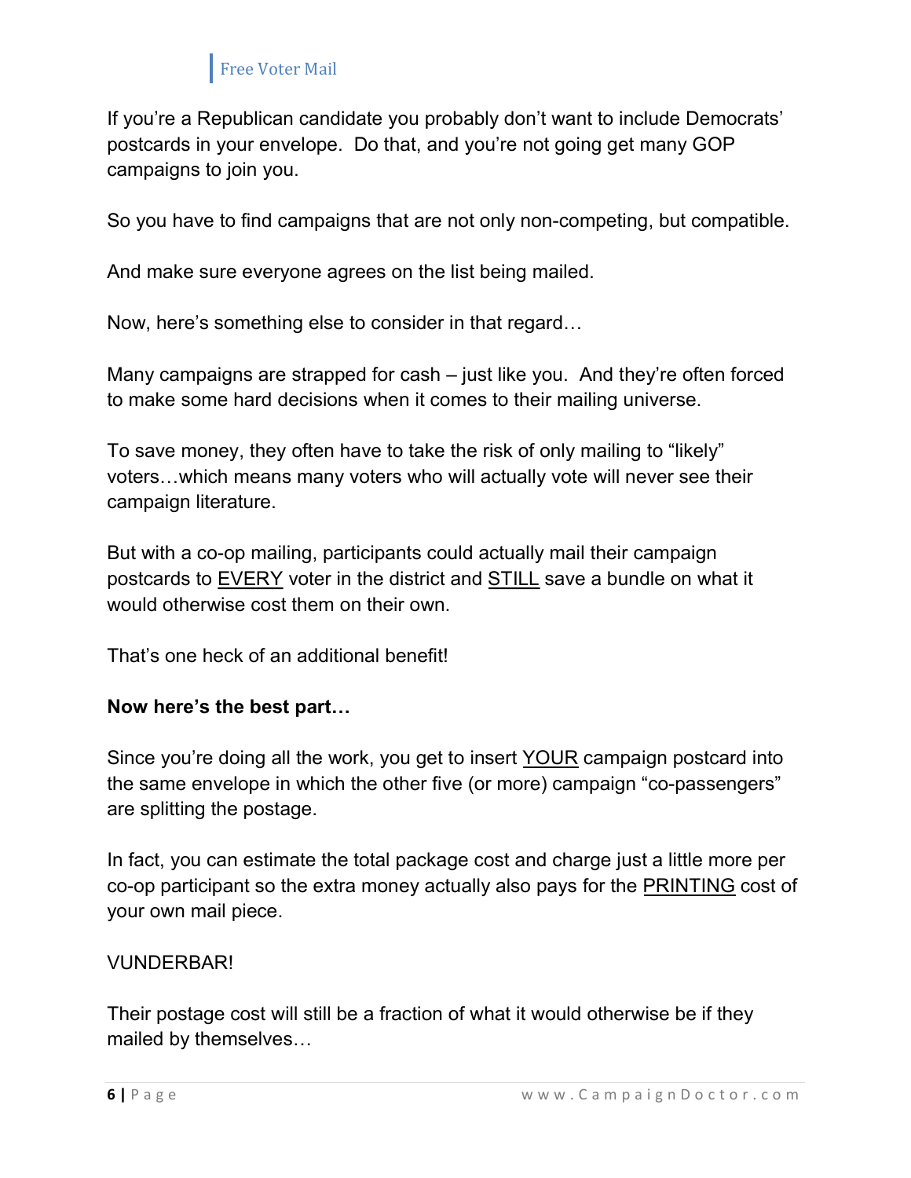If you're a Republican candidate you probably don't want to include Democrats' postcards in your envelope. Do that, and you're not going get many GOP campaigns to join you.

So you have to find campaigns that are not only non-competing, but compatible.

And make sure everyone agrees on the list being mailed.

Now, here's something else to consider in that regard…

Many campaigns are strapped for cash – just like you. And they're often forced to make some hard decisions when it comes to their mailing universe.

To save money, they often have to take the risk of only mailing to "likely" voters…which means many voters who will actually vote will never see their campaign literature.

But with a co-op mailing, participants could actually mail their campaign postcards to <u>EVERY</u> voter in the district and <u>STILL</u> save a bundle on what it would otherwise cost them on their own.

That's one heck of an additional benefit!

**Now here's the best part…**

Since you're doing all the work, you get to insert <u>YOUR</u> campaign postcard into the same envelope in which the other five (or more) campaign "co-passengers" are splitting the postage.

In fact, you can estimate the total package cost and charge just a little more per co-op participant so the extra money actually also pays for the <u>PRINTING</u> cost of your own mail piece.

VUNDERBAR!

Their postage cost will still be a fraction of what it would otherwise be if they mailed by themselves…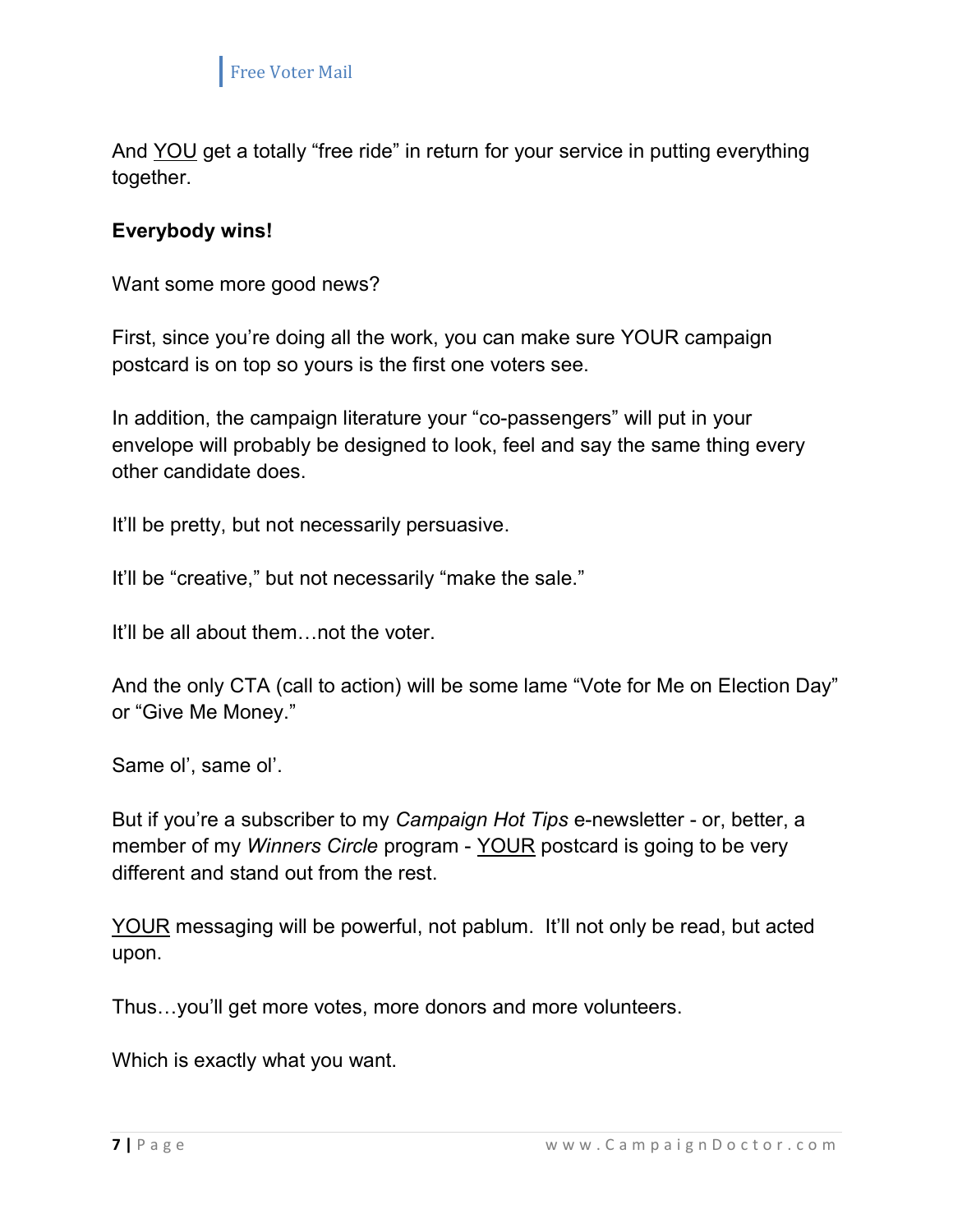And <u>YOU</u> get a totally "free ride" in return for your service in putting everything together.

**Everybody wins!**

Want some more good news?

First, since you're doing all the work, you can make sure YOUR campaign postcard is on top so yours is the first one voters see.

In addition, the campaign literature your "co-passengers" will put in your envelope will probably be designed to look, feel and say the same thing every other candidate does.

It'll be pretty, but not necessarily persuasive.

It'll be "creative," but not necessarily "make the sale."

It'll be all about them…not the voter.

And the only CTA (call to action) will be some lame "Vote for Me on Election Day" or "Give Me Money."

Same ol', same ol'.

But if you're a subscriber to my *Campaign Hot Tips* e-newsletter - or, better, a member of my *Winners Circle* program - <u>YOUR</u> postcard is going to be very different and stand out from the rest.

<u>YOUR</u> messaging will be powerful, not pablum. It'll not only be read, but acted upon.

Thus…you'll get more votes, more donors and more volunteers.

Which is exactly what you want.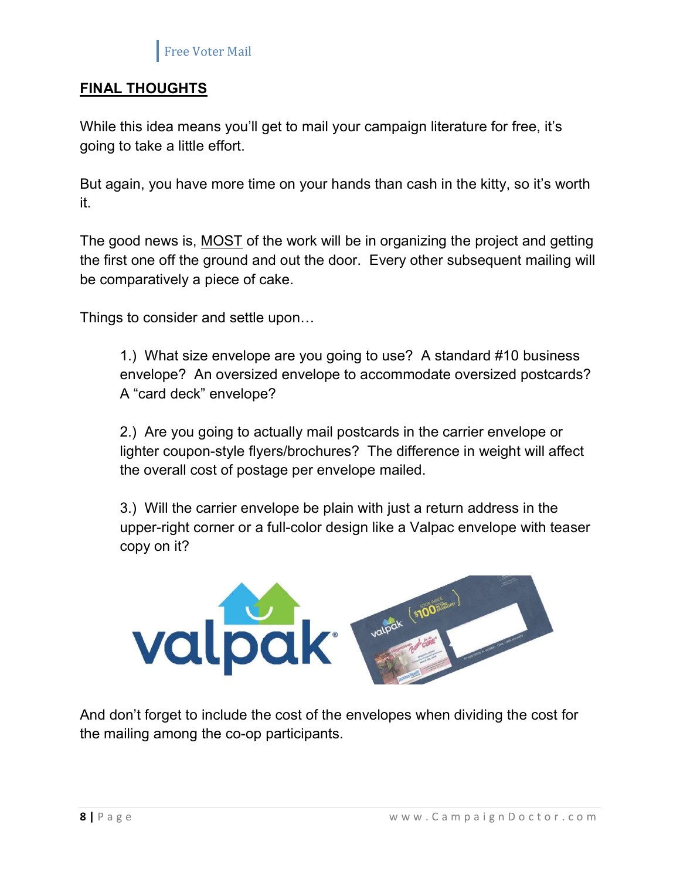## FINAL THOUGHTS

While this idea means you'll get to mail your campaign literature for free, it's going to take a little effort.

But again, you have more time on your hands than cash in the kitty, so it's worth it.

The good news is, MOST of the work will be in organizing the project and getting the first one off the ground and out the door. Every other subsequent mailing will be comparatively a piece of cake.

Things to consider and settle upon…

1.) What size envelope are you going to use? A standard #10 business envelope? An oversized envelope to accommodate oversized postcards? A "card deck" envelope?

2.) Are you going to actually mail postcards in the carrier envelope or lighter coupon-style flyers/brochures? The difference in weight will affect the overall cost of postage per envelope mailed.

3.) Will the carrier envelope be plain with just a return address in the upper-right corner or a full-color design like a Valpac envelope with teaser copy on it?

And don't forget to include the cost of the envelopes when dividing the cost for the mailing among the co-op participants.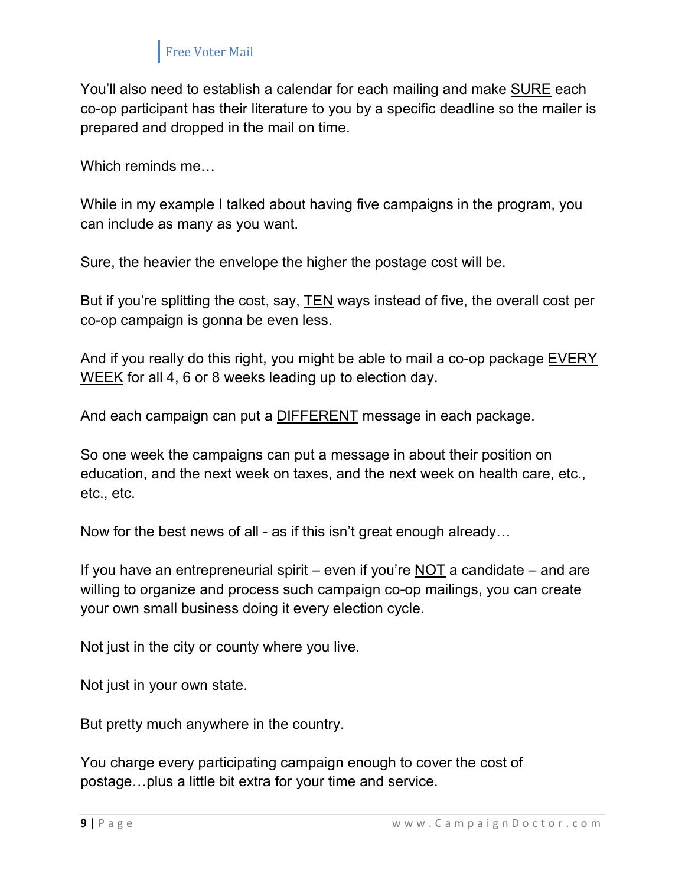You'll also need to establish a calendar for each mailing and make <u>SURE</u> each co-op participant has their literature to you by a specific deadline so the mailer is prepared and dropped in the mail on time.

Which reminds me…

While in my example I talked about having five campaigns in the program, you can include as many as you want.

Sure, the heavier the envelope the higher the postage cost will be.

But if you're splitting the cost, say, <u>TEN</u> ways instead of five, the overall cost per co-op campaign is gonna be even less.

And if you really do this right, you might be able to mail a co-op package <u>EVERY WEEK</u> for all 4, 6 or 8 weeks leading up to election day.

And each campaign can put a <u>DIFFERENT</u> message in each package.

So one week the campaigns can put a message in about their position on education, and the next week on taxes, and the next week on health care, etc., etc., etc.

Now for the best news of all - as if this isn't great enough already…

If you have an entrepreneurial spirit – even if you're <u>NOT</u> a candidate – and are willing to organize and process such campaign co-op mailings, you can create your own small business doing it every election cycle.

Not just in the city or county where you live.

Not just in your own state.

But pretty much anywhere in the country.

You charge every participating campaign enough to cover the cost of postage…plus a little bit extra for your time and service.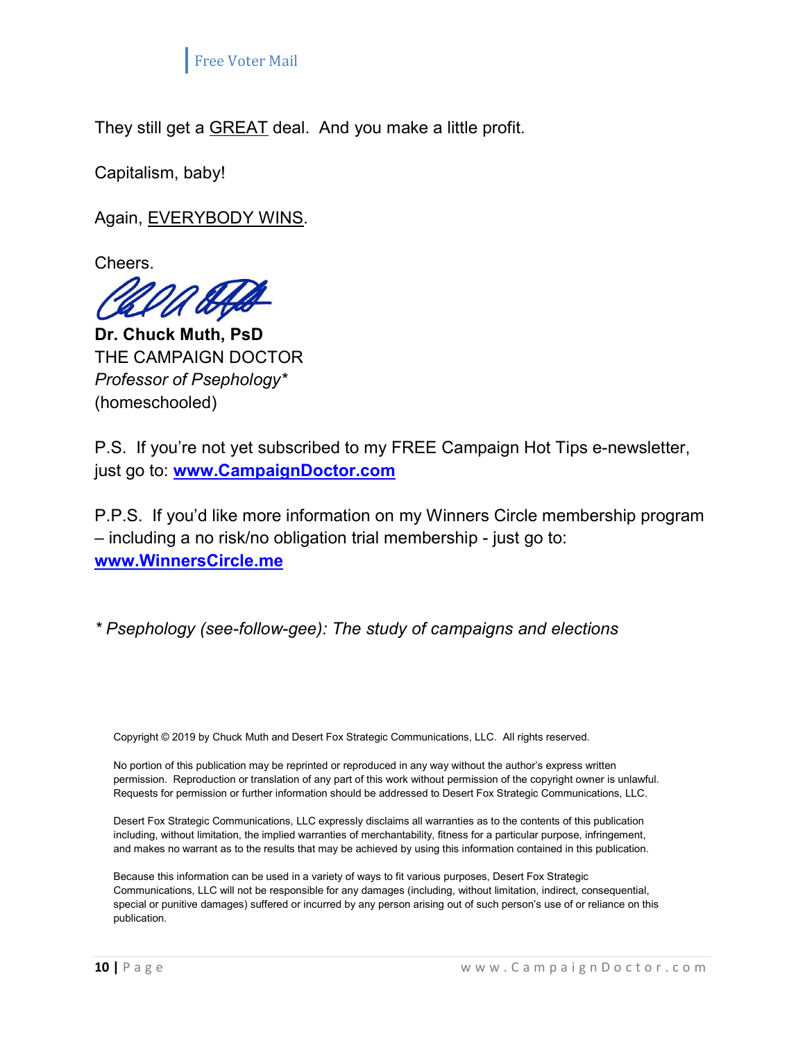They still get a <u>GREAT</u> deal. And you make a little profit.

Capitalism, baby!

Again, <u>EVERYBODY WINS</u>.

Cheers.

**Dr. Chuck Muth, PsD**
THE CAMPAIGN DOCTOR
*Professor of Psephology**
(homeschooled)

P.S. If you're not yet subscribed to my FREE Campaign Hot Tips e-newsletter, just go to: **www.CampaignDoctor.com**

P.P.S. If you'd like more information on my Winners Circle membership program – including a no risk/no obligation trial membership - just go to: **www.WinnersCircle.me**

*\* Psephology (see-follow-gee): The study of campaigns and elections*

Copyright © 2019 by Chuck Muth and Desert Fox Strategic Communications, LLC. All rights reserved.

No portion of this publication may be reprinted or reproduced in any way without the author's express written permission. Reproduction or translation of any part of this work without permission of the copyright owner is unlawful. Requests for permission or further information should be addressed to Desert Fox Strategic Communications, LLC.

Desert Fox Strategic Communications, LLC expressly disclaims all warranties as to the contents of this publication including, without limitation, the implied warranties of merchantability, fitness for a particular purpose, infringement, and makes no warrant as to the results that may be achieved by using this information contained in this publication.

Because this information can be used in a variety of ways to fit various purposes, Desert Fox Strategic Communications, LLC will not be responsible for any damages (including, without limitation, indirect, consequential, special or punitive damages) suffered or incurred by any person arising out of such person's use of or reliance on this publication.